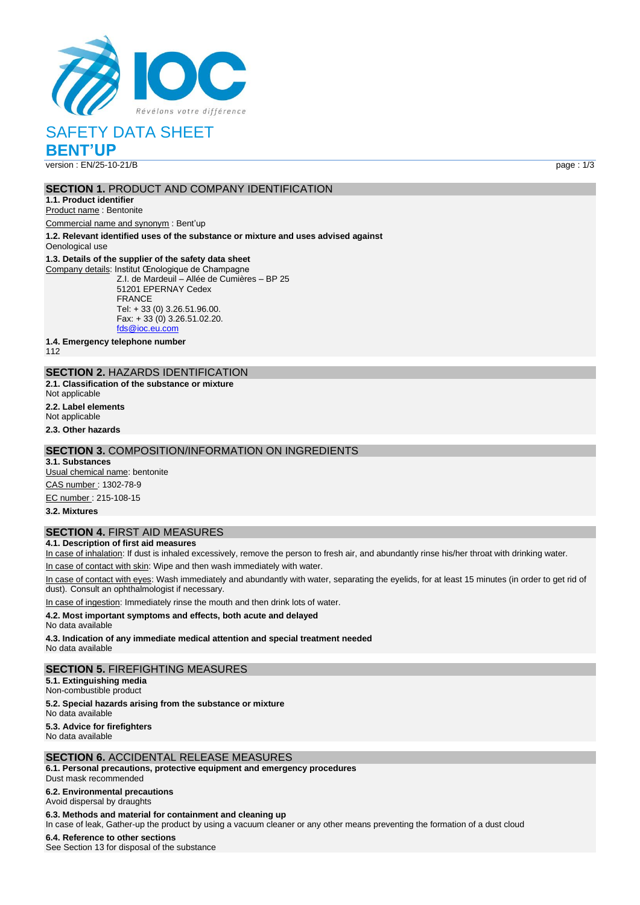# SAFETY DATA SHEET

## BENT'UP

version : EN/25-10-21/B

## SECTION 1. PRODUCT AND COMPANY IDENTIFICATION

**1.1. Product identifier**

Product name : Bentonite

Commercial name and synonym : Bent'up

**1.2. Relevant identified uses of the substance or mixture and uses advised against**

Oenological use

**1.3. Details of the supplier of the safety data sheet**

Company details: Institut Œnologique de Champagne
Z.I. de Mardeuil – Allée de Cumières – BP 25
51201 EPERNAY Cedex
FRANCE
Tel: + 33 (0) 3.26.51.96.00.
Fax: + 33 (0) 3.26.51.02.20.
fds@ioc.eu.com

**1.4. Emergency telephone number**

112

## SECTION 2. HAZARDS IDENTIFICATION

**2.1. Classification of the substance or mixture**

Not applicable

**2.2. Label elements**

Not applicable

**2.3. Other hazards**

## SECTION 3. COMPOSITION/INFORMATION ON INGREDIENTS

**3.1. Substances**

Usual chemical name: bentonite

CAS number : 1302-78-9

EC number : 215-108-15

**3.2. Mixtures**

## SECTION 4. FIRST AID MEASURES

**4.1. Description of first aid measures**

In case of inhalation: If dust is inhaled excessively, remove the person to fresh air, and abundantly rinse his/her throat with drinking water.

In case of contact with skin: Wipe and then wash immediately with water.

In case of contact with eyes: Wash immediately and abundantly with water, separating the eyelids, for at least 15 minutes (in order to get rid of dust). Consult an ophthalmologist if necessary.

In case of ingestion: Immediately rinse the mouth and then drink lots of water.

**4.2. Most important symptoms and effects, both acute and delayed**

No data available

**4.3. Indication of any immediate medical attention and special treatment needed**

No data available

## SECTION 5. FIREFIGHTING MEASURES

**5.1. Extinguishing media**

Non-combustible product

**5.2. Special hazards arising from the substance or mixture**

No data available

**5.3. Advice for firefighters**

No data available

## SECTION 6. ACCIDENTAL RELEASE MEASURES

**6.1. Personal precautions, protective equipment and emergency procedures**

Dust mask recommended

**6.2. Environmental precautions**

Avoid dispersal by draughts

**6.3. Methods and material for containment and cleaning up**

In case of leak, Gather-up the product by using a vacuum cleaner or any other means preventing the formation of a dust cloud

**6.4. Reference to other sections**

See Section 13 for disposal of the substance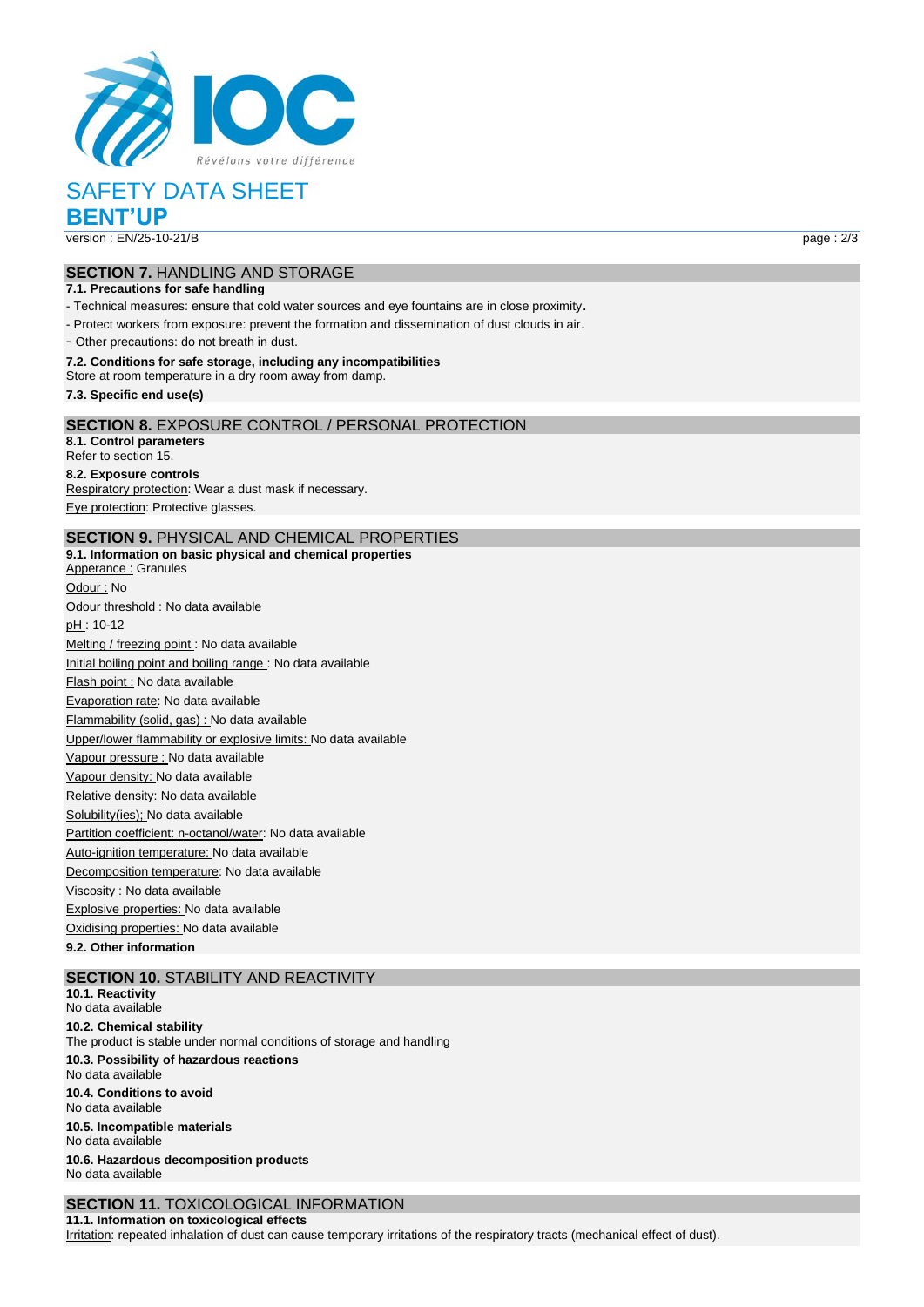## SECTION 7. HANDLING AND STORAGE

**7.1. Precautions for safe handling**

- Technical measures: ensure that cold water sources and eye fountains are in close proximity.
- Protect workers from exposure: prevent the formation and dissemination of dust clouds in air.
- Other precautions: do not breath in dust.

**7.2. Conditions for safe storage, including any incompatibilities**

Store at room temperature in a dry room away from damp.

**7.3. Specific end use(s)**

## SECTION 8. EXPOSURE CONTROL / PERSONAL PROTECTION

**8.1. Control parameters**

Refer to section 15.

**8.2. Exposure controls**

Respiratory protection: Wear a dust mask if necessary.

Eye protection: Protective glasses.

## SECTION 9. PHYSICAL AND CHEMICAL PROPERTIES

**9.1. Information on basic physical and chemical properties**

Apperance : Granules

Odour : No

Odour threshold : No data available

pH : 10-12

Melting / freezing point : No data available

Initial boiling point and boiling range : No data available

Flash point : No data available

Evaporation rate: No data available

Flammability (solid, gas) : No data available

Upper/lower flammability or explosive limits: No data available

Vapour pressure : No data available

Vapour density: No data available

Relative density: No data available

Solubility(ies); No data available

Partition coefficient: n-octanol/water: No data available

Auto-ignition temperature: No data available

Decomposition temperature: No data available

Viscosity : No data available

Explosive properties: No data available

Oxidising properties: No data available

**9.2. Other information**

## SECTION 10. STABILITY AND REACTIVITY

**10.1. Reactivity**

No data available

**10.2. Chemical stability**

The product is stable under normal conditions of storage and handling

**10.3. Possibility of hazardous reactions**

No data available

**10.4. Conditions to avoid**

No data available

**10.5. Incompatible materials**

No data available

**10.6. Hazardous decomposition products**

No data available

## SECTION 11. TOXICOLOGICAL INFORMATION

**11.1. Information on toxicological effects**

Irritation: repeated inhalation of dust can cause temporary irritations of the respiratory tracts (mechanical effect of dust).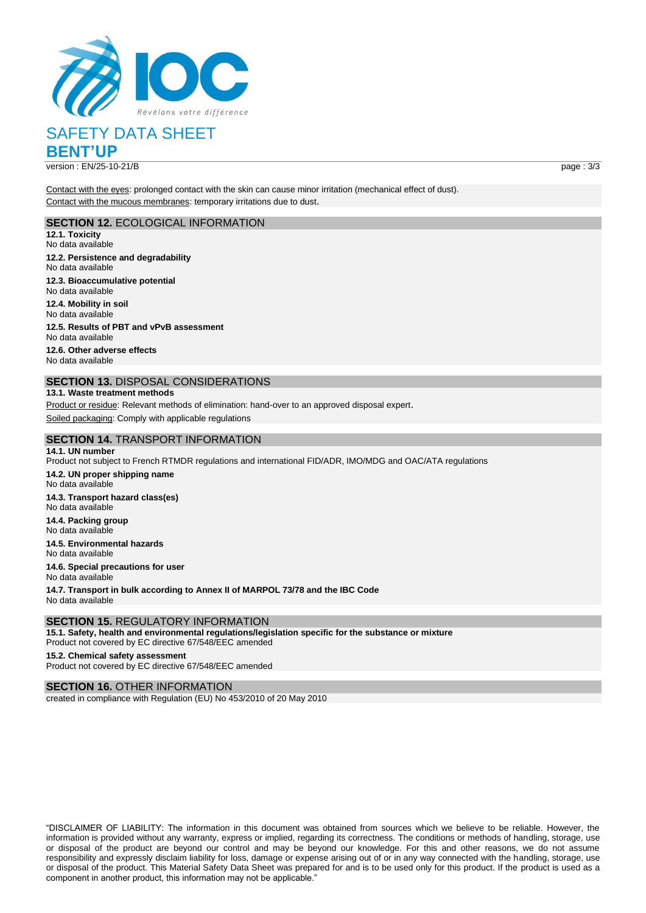Contact with the eyes: prolonged contact with the skin can cause minor irritation (mechanical effect of dust).
Contact with the mucous membranes: temporary irritations due to dust.

## SECTION 12. ECOLOGICAL INFORMATION

**12.1. Toxicity**
No data available

**12.2. Persistence and degradability**
No data available

**12.3. Bioaccumulative potential**
No data available

**12.4. Mobility in soil**
No data available

**12.5. Results of PBT and vPvB assessment**
No data available

**12.6. Other adverse effects**
No data available

## SECTION 13. DISPOSAL CONSIDERATIONS

**13.1. Waste treatment methods**

Product or residue: Relevant methods of elimination: hand-over to an approved disposal expert.

Soiled packaging: Comply with applicable regulations

## SECTION 14. TRANSPORT INFORMATION

**14.1. UN number**
Product not subject to French RTMDR regulations and international FID/ADR, IMO/MDG and OAC/ATA regulations

**14.2. UN proper shipping name**
No data available

**14.3. Transport hazard class(es)**
No data available

**14.4. Packing group**
No data available

**14.5. Environmental hazards**
No data available

**14.6. Special precautions for user**
No data available

**14.7. Transport in bulk according to Annex II of MARPOL 73/78 and the IBC Code**
No data available

## SECTION 15. REGULATORY INFORMATION

**15.1. Safety, health and environmental regulations/legislation specific for the substance or mixture**
Product not covered by EC directive 67/548/EEC amended

**15.2. Chemical safety assessment**
Product not covered by EC directive 67/548/EEC amended

## SECTION 16. OTHER INFORMATION

created in compliance with Regulation (EU) No 453/2010 of 20 May 2010

"DISCLAIMER OF LIABILITY: The information in this document was obtained from sources which we believe to be reliable. However, the information is provided without any warranty, express or implied, regarding its correctness. The conditions or methods of handling, storage, use or disposal of the product are beyond our control and may be beyond our knowledge. For this and other reasons, we do not assume responsibility and expressly disclaim liability for loss, damage or expense arising out of or in any way connected with the handling, storage, use or disposal of the product. This Material Safety Data Sheet was prepared for and is to be used only for this product. If the product is used as a component in another product, this information may not be applicable."